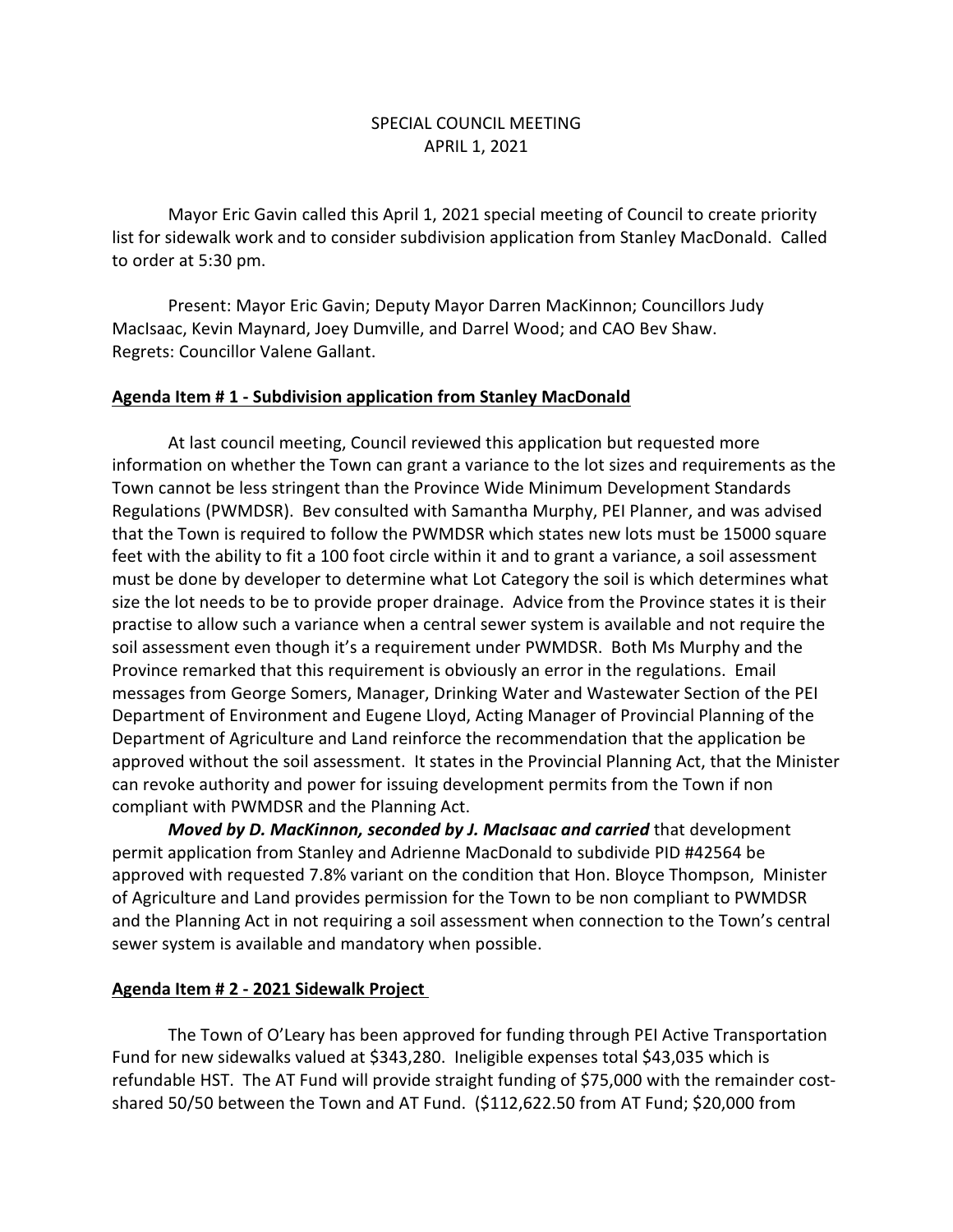SPECIAL COUNCIL MEETING
APRIL 1, 2021

Mayor Eric Gavin called this April 1, 2021 special meeting of Council to create priority list for sidewalk work and to consider subdivision application from Stanley MacDonald. Called to order at 5:30 pm.

Present: Mayor Eric Gavin; Deputy Mayor Darren MacKinnon; Councillors Judy MacIsaac, Kevin Maynard, Joey Dumville, and Darrel Wood; and CAO Bev Shaw. Regrets: Councillor Valene Gallant.

**Agenda Item # 1 - Subdivision application from Stanley MacDonald**

At last council meeting, Council reviewed this application but requested more information on whether the Town can grant a variance to the lot sizes and requirements as the Town cannot be less stringent than the Province Wide Minimum Development Standards Regulations (PWMDSR). Bev consulted with Samantha Murphy, PEI Planner, and was advised that the Town is required to follow the PWMDSR which states new lots must be 15000 square feet with the ability to fit a 100 foot circle within it and to grant a variance, a soil assessment must be done by developer to determine what Lot Category the soil is which determines what size the lot needs to be to provide proper drainage. Advice from the Province states it is their practise to allow such a variance when a central sewer system is available and not require the soil assessment even though it's a requirement under PWMDSR. Both Ms Murphy and the Province remarked that this requirement is obviously an error in the regulations. Email messages from George Somers, Manager, Drinking Water and Wastewater Section of the PEI Department of Environment and Eugene Lloyd, Acting Manager of Provincial Planning of the Department of Agriculture and Land reinforce the recommendation that the application be approved without the soil assessment. It states in the Provincial Planning Act, that the Minister can revoke authority and power for issuing development permits from the Town if non compliant with PWMDSR and the Planning Act.

***Moved by D. MacKinnon, seconded by J. MacIsaac and carried*** that development permit application from Stanley and Adrienne MacDonald to subdivide PID #42564 be approved with requested 7.8% variant on the condition that Hon. Bloyce Thompson, Minister of Agriculture and Land provides permission for the Town to be non compliant to PWMDSR and the Planning Act in not requiring a soil assessment when connection to the Town's central sewer system is available and mandatory when possible.

**Agenda Item # 2 - 2021 Sidewalk Project**

The Town of O'Leary has been approved for funding through PEI Active Transportation Fund for new sidewalks valued at $343,280. Ineligible expenses total $43,035 which is refundable HST. The AT Fund will provide straight funding of $75,000 with the remainder cost-shared 50/50 between the Town and AT Fund. ($112,622.50 from AT Fund; $20,000 from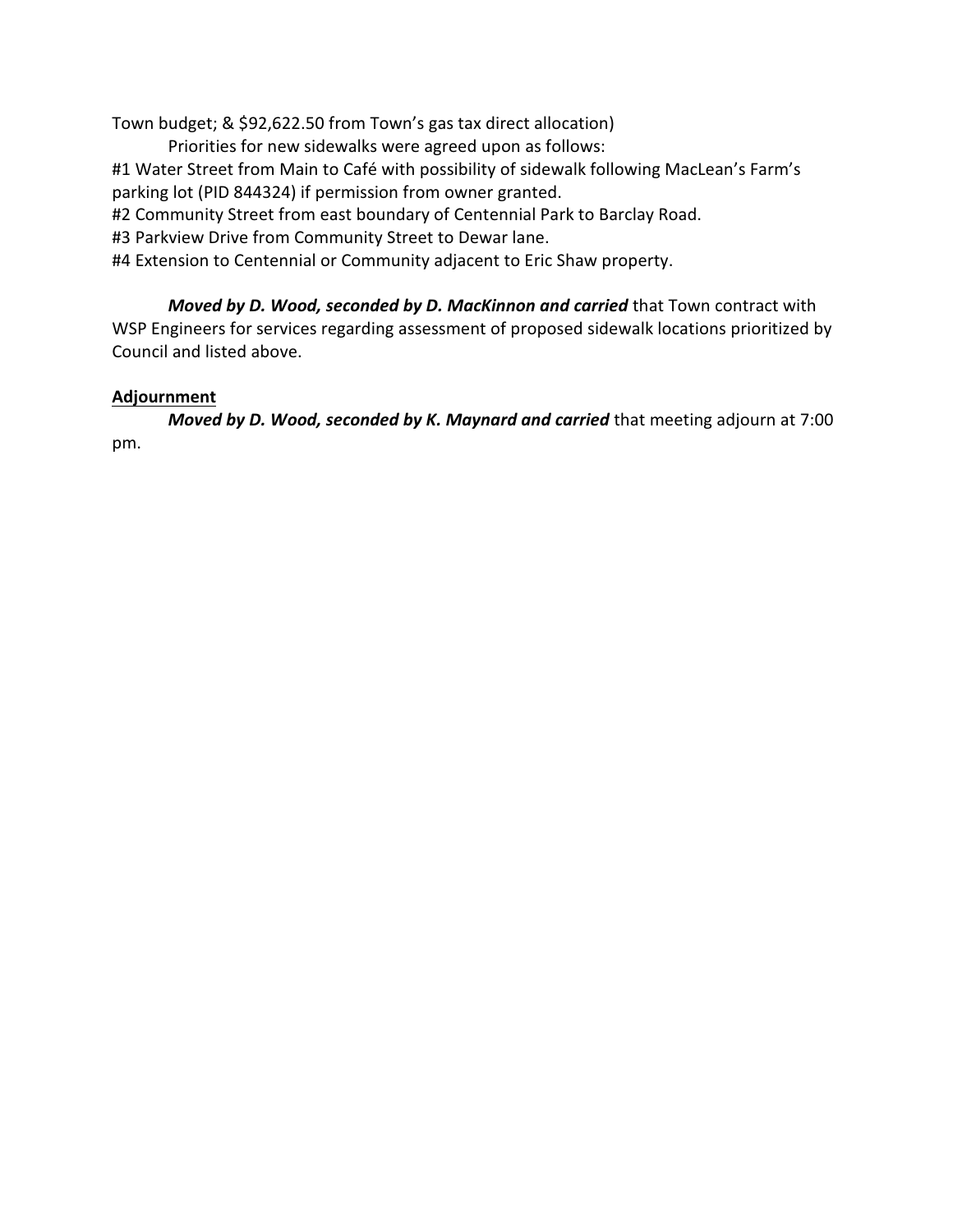Town budget; & $92,622.50 from Town's gas tax direct allocation)

Priorities for new sidewalks were agreed upon as follows:

#1 Water Street from Main to Café with possibility of sidewalk following MacLean's Farm's parking lot (PID 844324) if permission from owner granted.
#2 Community Street from east boundary of Centennial Park to Barclay Road.
#3 Parkview Drive from Community Street to Dewar lane.
#4 Extension to Centennial or Community adjacent to Eric Shaw property.

***Moved by D. Wood, seconded by D. MacKinnon and carried*** that Town contract with WSP Engineers for services regarding assessment of proposed sidewalk locations prioritized by Council and listed above.

**Adjournment**

***Moved by D. Wood, seconded by K. Maynard and carried*** that meeting adjourn at 7:00 pm.